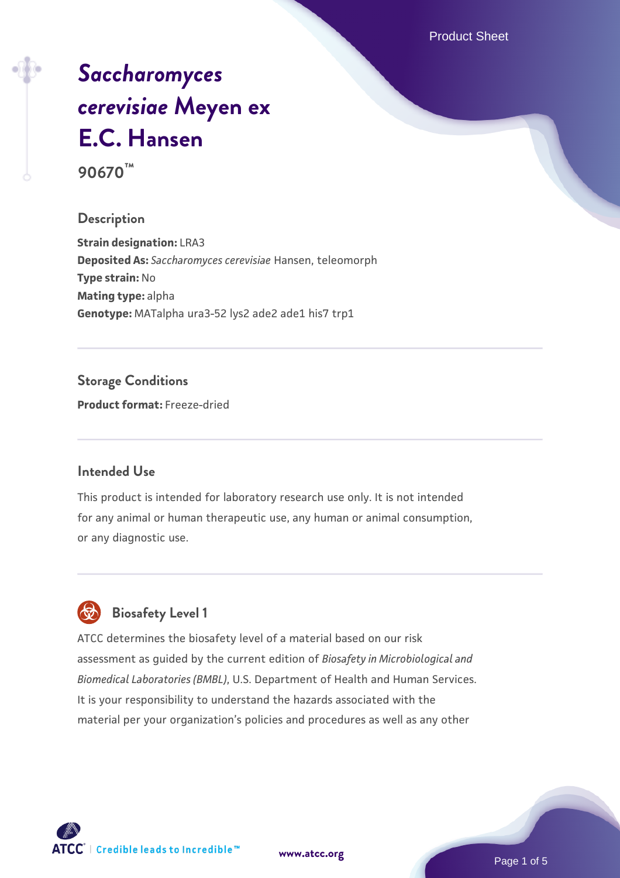# *Saccharomyces cerevisiae* Meyen ex E.C. Hansen

**90670™**

## Description

**Strain designation:** LRA3
**Deposited As:** *Saccharomyces cerevisiae* Hansen, teleomorph
**Type strain:** No
**Mating type:** alpha
**Genotype:** MATalpha ura3-52 lys2 ade2 ade1 his7 trp1

## Storage Conditions

**Product format:** Freeze-dried

## Intended Use

This product is intended for laboratory research use only. It is not intended for any animal or human therapeutic use, any human or animal consumption, or any diagnostic use.

## Biosafety Level 1

ATCC determines the biosafety level of a material based on our risk assessment as guided by the current edition of *Biosafety in Microbiological and Biomedical Laboratories (BMBL)*, U.S. Department of Health and Human Services. It is your responsibility to understand the hazards associated with the material per your organization's policies and procedures as well as any other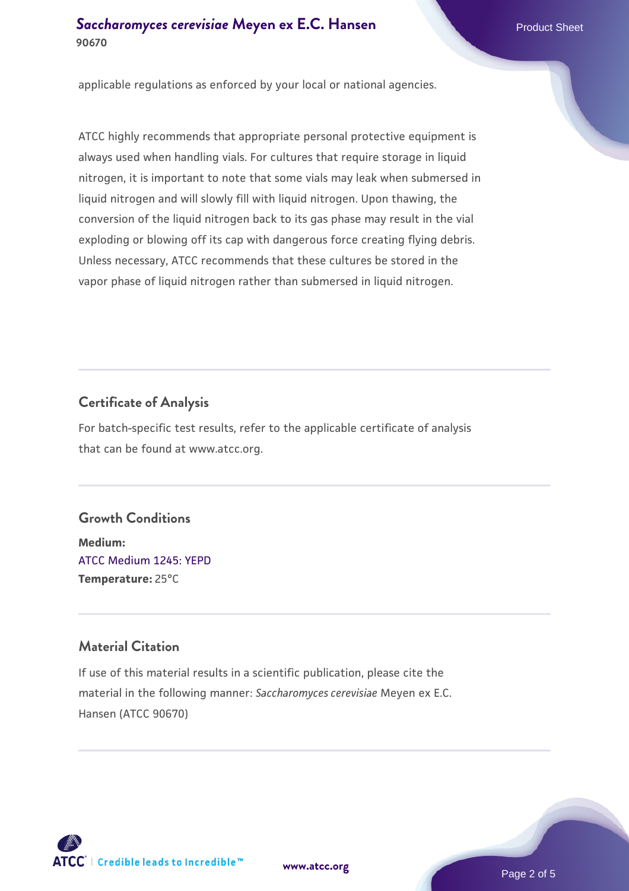applicable regulations as enforced by your local or national agencies.

ATCC highly recommends that appropriate personal protective equipment is always used when handling vials. For cultures that require storage in liquid nitrogen, it is important to note that some vials may leak when submersed in liquid nitrogen and will slowly fill with liquid nitrogen. Upon thawing, the conversion of the liquid nitrogen back to its gas phase may result in the vial exploding or blowing off its cap with dangerous force creating flying debris. Unless necessary, ATCC recommends that these cultures be stored in the vapor phase of liquid nitrogen rather than submersed in liquid nitrogen.

## Certificate of Analysis

For batch-specific test results, refer to the applicable certificate of analysis that can be found at www.atcc.org.

## Growth Conditions

**Medium:**
ATCC Medium 1245: YEPD
**Temperature:** 25°C

## Material Citation

If use of this material results in a scientific publication, please cite the material in the following manner: *Saccharomyces cerevisiae* Meyen ex E.C. Hansen (ATCC 90670)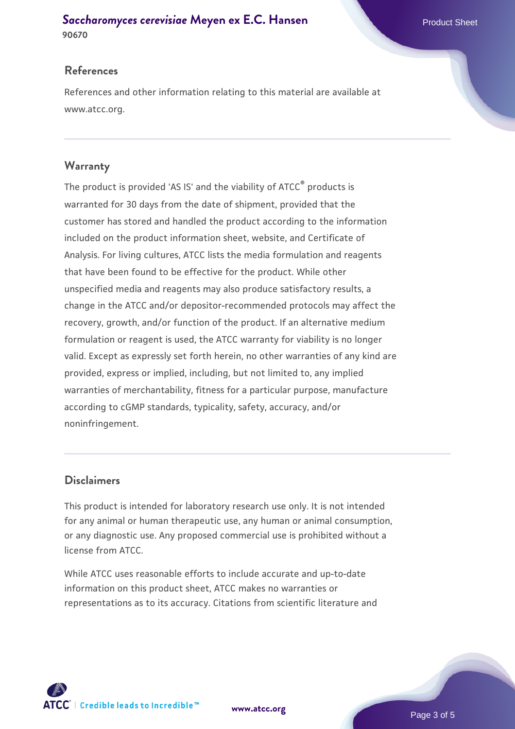## References

References and other information relating to this material are available at www.atcc.org.

## Warranty

The product is provided 'AS IS' and the viability of ATCC® products is warranted for 30 days from the date of shipment, provided that the customer has stored and handled the product according to the information included on the product information sheet, website, and Certificate of Analysis. For living cultures, ATCC lists the media formulation and reagents that have been found to be effective for the product. While other unspecified media and reagents may also produce satisfactory results, a change in the ATCC and/or depositor-recommended protocols may affect the recovery, growth, and/or function of the product. If an alternative medium formulation or reagent is used, the ATCC warranty for viability is no longer valid. Except as expressly set forth herein, no other warranties of any kind are provided, express or implied, including, but not limited to, any implied warranties of merchantability, fitness for a particular purpose, manufacture according to cGMP standards, typicality, safety, accuracy, and/or noninfringement.

## Disclaimers

This product is intended for laboratory research use only. It is not intended for any animal or human therapeutic use, any human or animal consumption, or any diagnostic use. Any proposed commercial use is prohibited without a license from ATCC.

While ATCC uses reasonable efforts to include accurate and up-to-date information on this product sheet, ATCC makes no warranties or representations as to its accuracy. Citations from scientific literature and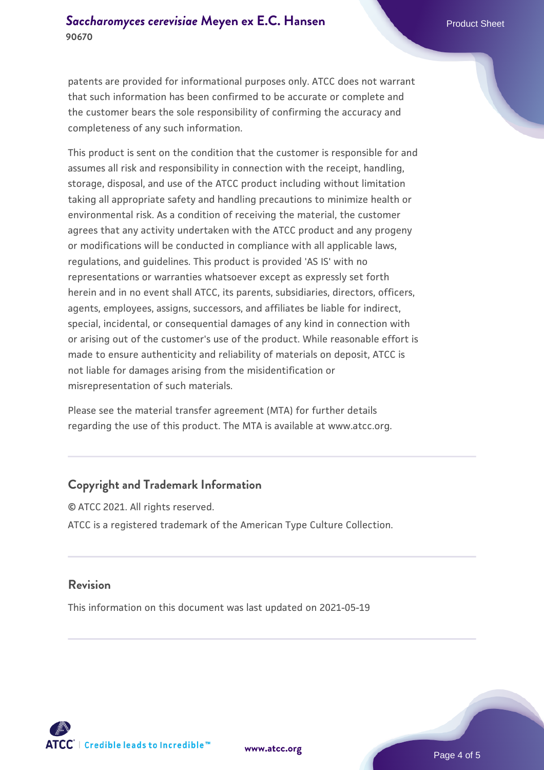patents are provided for informational purposes only. ATCC does not warrant that such information has been confirmed to be accurate or complete and the customer bears the sole responsibility of confirming the accuracy and completeness of any such information.

This product is sent on the condition that the customer is responsible for and assumes all risk and responsibility in connection with the receipt, handling, storage, disposal, and use of the ATCC product including without limitation taking all appropriate safety and handling precautions to minimize health or environmental risk. As a condition of receiving the material, the customer agrees that any activity undertaken with the ATCC product and any progeny or modifications will be conducted in compliance with all applicable laws, regulations, and guidelines. This product is provided 'AS IS' with no representations or warranties whatsoever except as expressly set forth herein and in no event shall ATCC, its parents, subsidiaries, directors, officers, agents, employees, assigns, successors, and affiliates be liable for indirect, special, incidental, or consequential damages of any kind in connection with or arising out of the customer's use of the product. While reasonable effort is made to ensure authenticity and reliability of materials on deposit, ATCC is not liable for damages arising from the misidentification or misrepresentation of such materials.

Please see the material transfer agreement (MTA) for further details regarding the use of this product. The MTA is available at www.atcc.org.

## Copyright and Trademark Information

© ATCC 2021. All rights reserved.

ATCC is a registered trademark of the American Type Culture Collection.

## Revision

This information on this document was last updated on 2021-05-19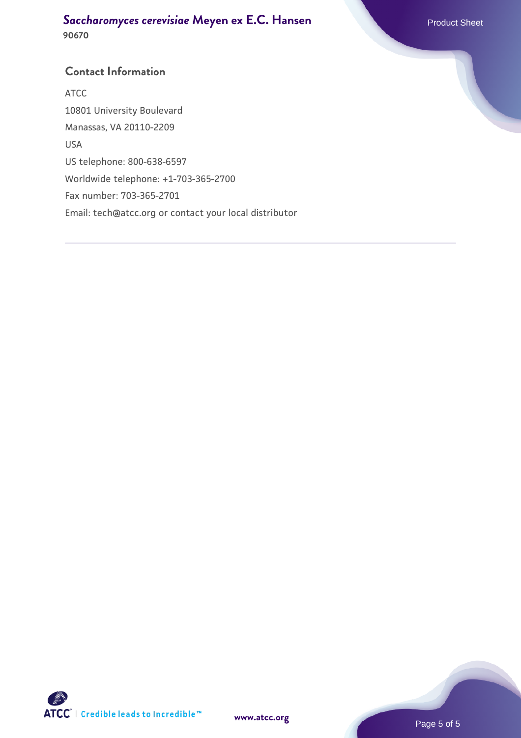## Contact Information

ATCC

10801 University Boulevard

Manassas, VA 20110-2209

USA

US telephone: 800-638-6597

Worldwide telephone: +1-703-365-2700

Fax number: 703-365-2701

Email: tech@atcc.org or contact your local distributor